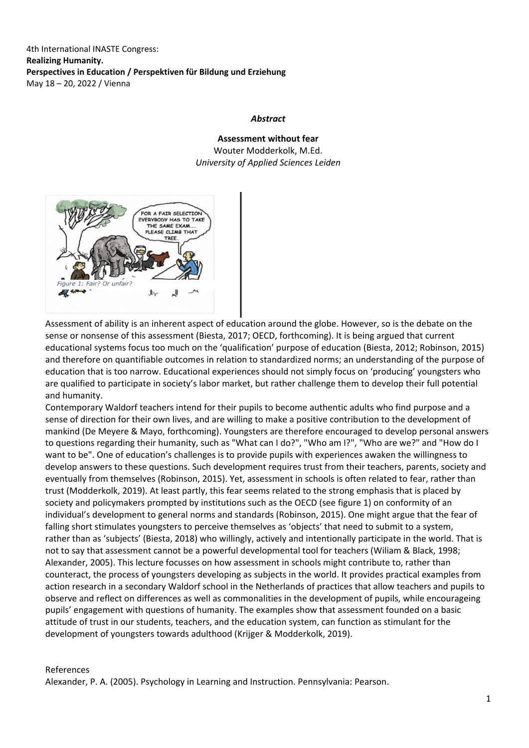4th International INASTE Congress:
**Realizing Humanity.**
**Perspectives in Education / Perspektiven für Bildung und Erziehung**
May 18 – 20, 2022 / Vienna

***Abstract***

**Assessment without fear**
Wouter Modderkolk, M.Ed.
*University of Applied Sciences Leiden*

*Figure 1: Fair? Or unfair?*

Assessment of ability is an inherent aspect of education around the globe. However, so is the debate on the sense or nonsense of this assessment (Biesta, 2017; OECD, forthcoming). It is being argued that current educational systems focus too much on the 'qualification' purpose of education (Biesta, 2012; Robinson, 2015) and therefore on quantifiable outcomes in relation to standardized norms; an understanding of the purpose of education that is too narrow. Educational experiences should not simply focus on 'producing' youngsters who are qualified to participate in society's labor market, but rather challenge them to develop their full potential and humanity.

Contemporary Waldorf teachers intend for their pupils to become authentic adults who find purpose and a sense of direction for their own lives, and are willing to make a positive contribution to the development of mankind (De Meyere & Mayo, forthcoming). Youngsters are therefore encouraged to develop personal answers to questions regarding their humanity, such as "What can I do?", "Who am I?", "Who are we?" and "How do I want to be". One of education's challenges is to provide pupils with experiences awaken the willingness to develop answers to these questions. Such development requires trust from their teachers, parents, society and eventually from themselves (Robinson, 2015). Yet, assessment in schools is often related to fear, rather than trust (Modderkolk, 2019). At least partly, this fear seems related to the strong emphasis that is placed by society and policymakers prompted by institutions such as the OECD (see figure 1) on conformity of an individual's development to general norms and standards (Robinson, 2015). One might argue that the fear of falling short stimulates youngsters to perceive themselves as 'objects' that need to submit to a system, rather than as 'subjects' (Biesta, 2018) who willingly, actively and intentionally participate in the world. That is not to say that assessment cannot be a powerful developmental tool for teachers (Wiliam & Black, 1998; Alexander, 2005). This lecture focusses on how assessment in schools might contribute to, rather than counteract, the process of youngsters developing as subjects in the world. It provides practical examples from action research in a secondary Waldorf school in the Netherlands of practices that allow teachers and pupils to observe and reflect on differences as well as commonalities in the development of pupils, while encourageing pupils' engagement with questions of humanity. The examples show that assessment founded on a basic attitude of trust in our students, teachers, and the education system, can function as stimulant for the development of youngsters towards adulthood (Krijger & Modderkolk, 2019).

References

Alexander, P. A. (2005). Psychology in Learning and Instruction. Pennsylvania: Pearson.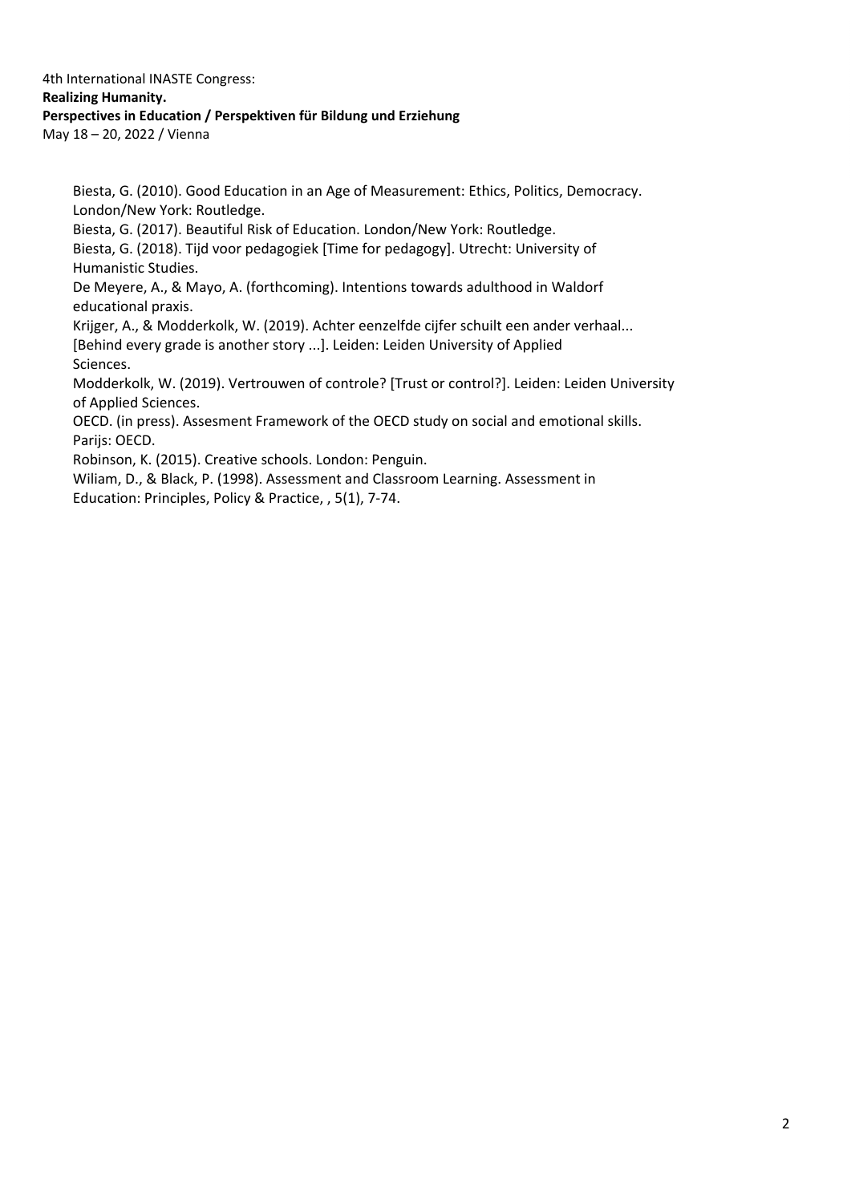Biesta, G. (2010). Good Education in an Age of Measurement: Ethics, Politics, Democracy. London/New York: Routledge.

Biesta, G. (2017). Beautiful Risk of Education. London/New York: Routledge.

Biesta, G. (2018). Tijd voor pedagogiek [Time for pedagogy]. Utrecht: University of Humanistic Studies.

De Meyere, A., & Mayo, A. (forthcoming). Intentions towards adulthood in Waldorf educational praxis.

Krijger, A., & Modderkolk, W. (2019). Achter eenzelfde cijfer schuilt een ander verhaal... [Behind every grade is another story ...]. Leiden: Leiden University of Applied Sciences.

Modderkolk, W. (2019). Vertrouwen of controle? [Trust or control?]. Leiden: Leiden University of Applied Sciences.

OECD. (in press). Assesment Framework of the OECD study on social and emotional skills. Parijs: OECD.

Robinson, K. (2015). Creative schools. London: Penguin.

Wiliam, D., & Black, P. (1998). Assessment and Classroom Learning. Assessment in Education: Principles, Policy & Practice, , 5(1), 7-74.